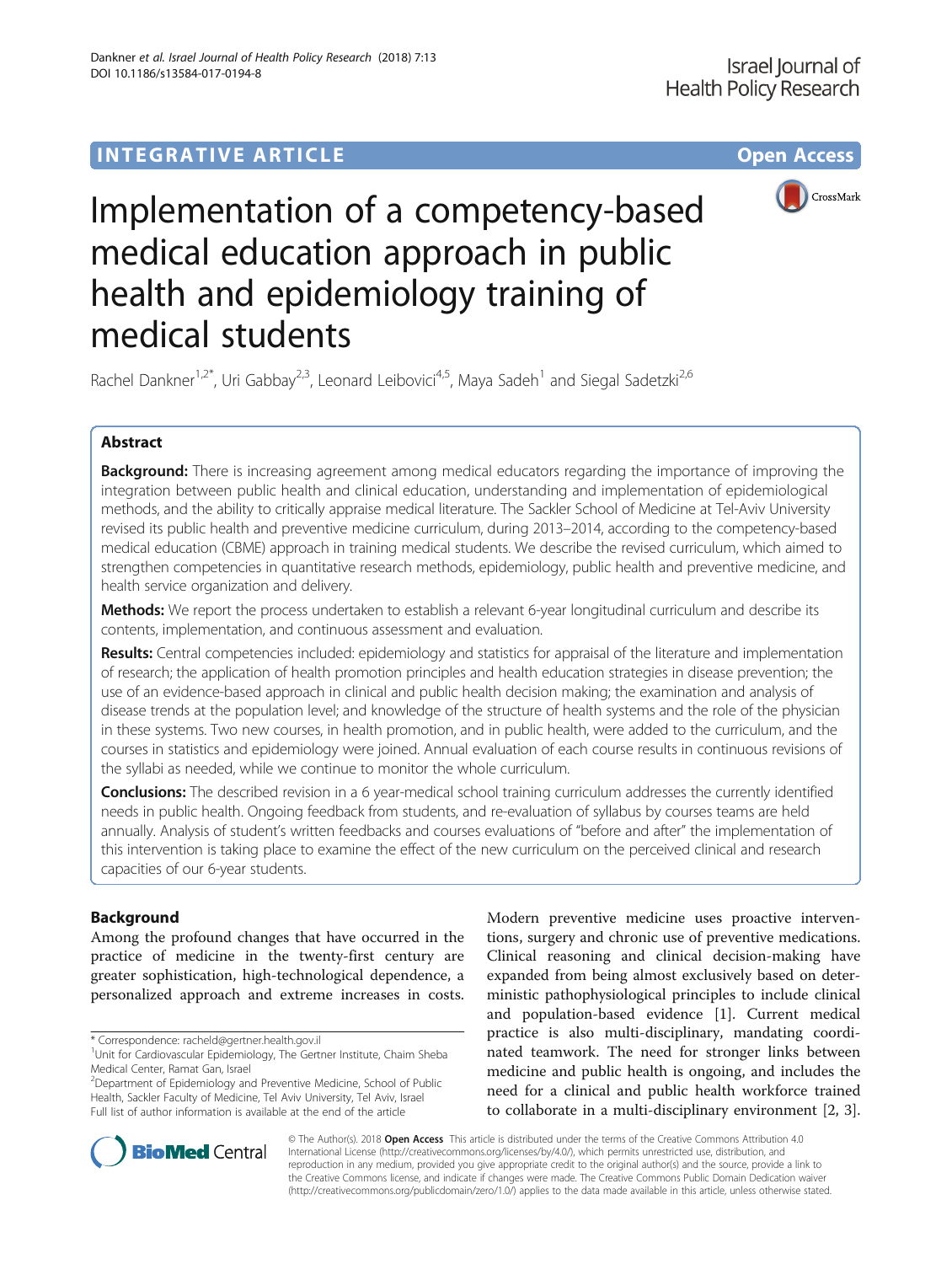INTEGRATIVE ARTICLE

Open Access

# Implementation of a competency-based medical education approach in public health and epidemiology training of medical students

Rachel Dankner[1,2*], Uri Gabbay[2,3], Leonard Leibovici[4,5], Maya Sadeh[1] and Siegal Sadetzki[2,6]

## Abstract

**Background:** There is increasing agreement among medical educators regarding the importance of improving the integration between public health and clinical education, understanding and implementation of epidemiological methods, and the ability to critically appraise medical literature. The Sackler School of Medicine at Tel-Aviv University revised its public health and preventive medicine curriculum, during 2013–2014, according to the competency-based medical education (CBME) approach in training medical students. We describe the revised curriculum, which aimed to strengthen competencies in quantitative research methods, epidemiology, public health and preventive medicine, and health service organization and delivery.

**Methods:** We report the process undertaken to establish a relevant 6-year longitudinal curriculum and describe its contents, implementation, and continuous assessment and evaluation.

**Results:** Central competencies included: epidemiology and statistics for appraisal of the literature and implementation of research; the application of health promotion principles and health education strategies in disease prevention; the use of an evidence-based approach in clinical and public health decision making; the examination and analysis of disease trends at the population level; and knowledge of the structure of health systems and the role of the physician in these systems. Two new courses, in health promotion, and in public health, were added to the curriculum, and the courses in statistics and epidemiology were joined. Annual evaluation of each course results in continuous revisions of the syllabi as needed, while we continue to monitor the whole curriculum.

**Conclusions:** The described revision in a 6 year-medical school training curriculum addresses the currently identified needs in public health. Ongoing feedback from students, and re-evaluation of syllabus by courses teams are held annually. Analysis of student's written feedbacks and courses evaluations of "before and after" the implementation of this intervention is taking place to examine the effect of the new curriculum on the perceived clinical and research capacities of our 6-year students.

## Background

Among the profound changes that have occurred in the practice of medicine in the twenty-first century are greater sophistication, high-technological dependence, a personalized approach and extreme increases in costs. Modern preventive medicine uses proactive interventions, surgery and chronic use of preventive medications. Clinical reasoning and clinical decision-making have expanded from being almost exclusively based on deterministic pathophysiological principles to include clinical and population-based evidence [1]. Current medical practice is also multi-disciplinary, mandating coordinated teamwork. The need for stronger links between medicine and public health is ongoing, and includes the need for a clinical and public health workforce trained to collaborate in a multi-disciplinary environment [2, 3].

\* Correspondence: racheld@gertner.health.gov.il

[1]Unit for Cardiovascular Epidemiology, The Gertner Institute, Chaim Sheba Medical Center, Ramat Gan, Israel

[2]Department of Epidemiology and Preventive Medicine, School of Public Health, Sackler Faculty of Medicine, Tel Aviv University, Tel Aviv, Israel

Full list of author information is available at the end of the article

© The Author(s). 2018 **Open Access** This article is distributed under the terms of the Creative Commons Attribution 4.0 International License (http://creativecommons.org/licenses/by/4.0/), which permits unrestricted use, distribution, and reproduction in any medium, provided you give appropriate credit to the original author(s) and the source, provide a link to the Creative Commons license, and indicate if changes were made. The Creative Commons Public Domain Dedication waiver (http://creativecommons.org/publicdomain/zero/1.0/) applies to the data made available in this article, unless otherwise stated.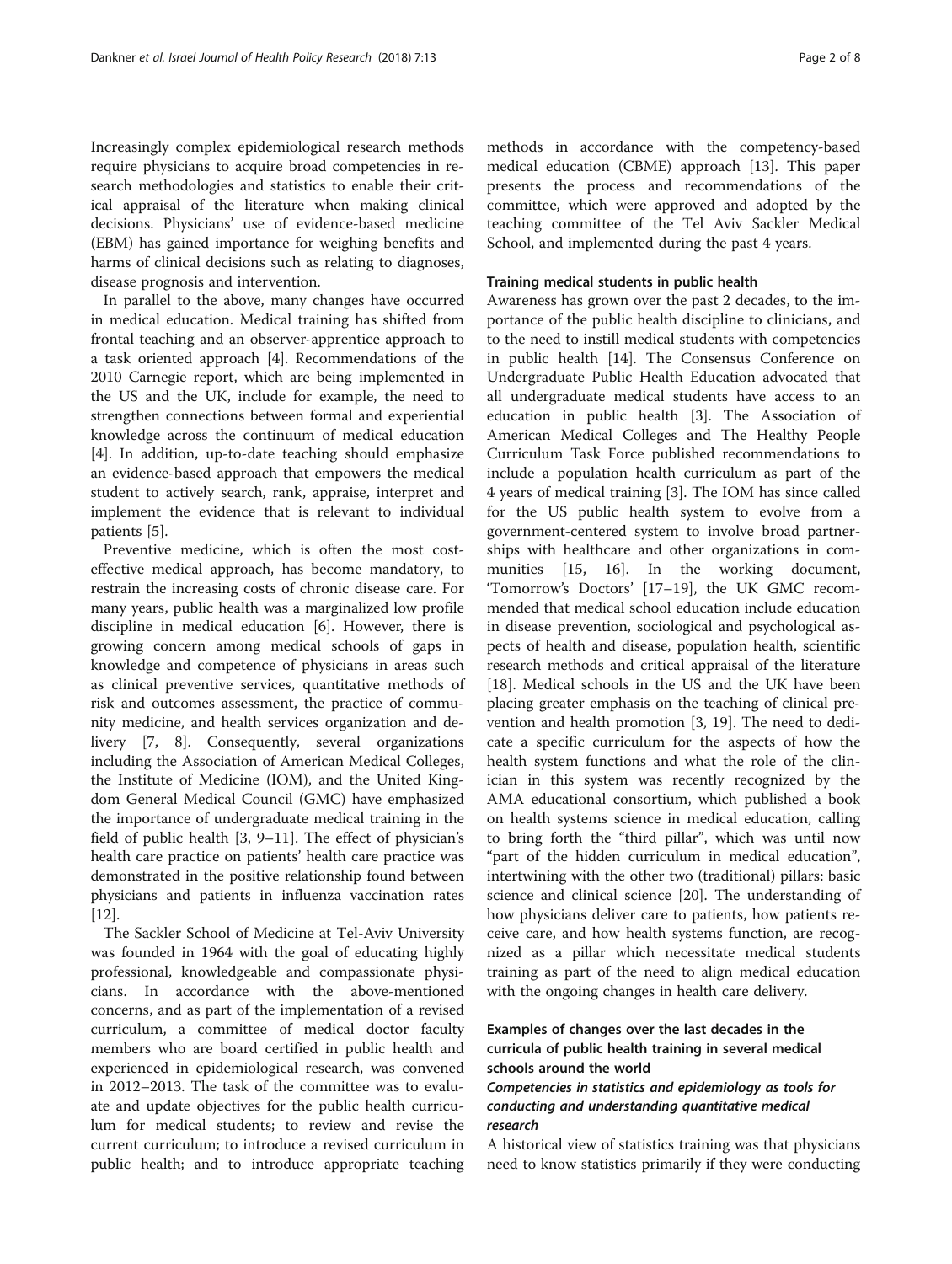Increasingly complex epidemiological research methods require physicians to acquire broad competencies in research methodologies and statistics to enable their critical appraisal of the literature when making clinical decisions. Physicians' use of evidence-based medicine (EBM) has gained importance for weighing benefits and harms of clinical decisions such as relating to diagnoses, disease prognosis and intervention.

In parallel to the above, many changes have occurred in medical education. Medical training has shifted from frontal teaching and an observer-apprentice approach to a task oriented approach [4]. Recommendations of the 2010 Carnegie report, which are being implemented in the US and the UK, include for example, the need to strengthen connections between formal and experiential knowledge across the continuum of medical education [4]. In addition, up-to-date teaching should emphasize an evidence-based approach that empowers the medical student to actively search, rank, appraise, interpret and implement the evidence that is relevant to individual patients [5].

Preventive medicine, which is often the most cost-effective medical approach, has become mandatory, to restrain the increasing costs of chronic disease care. For many years, public health was a marginalized low profile discipline in medical education [6]. However, there is growing concern among medical schools of gaps in knowledge and competence of physicians in areas such as clinical preventive services, quantitative methods of risk and outcomes assessment, the practice of community medicine, and health services organization and delivery [7, 8]. Consequently, several organizations including the Association of American Medical Colleges, the Institute of Medicine (IOM), and the United Kingdom General Medical Council (GMC) have emphasized the importance of undergraduate medical training in the field of public health [3, 9–11]. The effect of physician's health care practice on patients' health care practice was demonstrated in the positive relationship found between physicians and patients in influenza vaccination rates [12].

The Sackler School of Medicine at Tel-Aviv University was founded in 1964 with the goal of educating highly professional, knowledgeable and compassionate physicians. In accordance with the above-mentioned concerns, and as part of the implementation of a revised curriculum, a committee of medical doctor faculty members who are board certified in public health and experienced in epidemiological research, was convened in 2012–2013. The task of the committee was to evaluate and update objectives for the public health curriculum for medical students; to review and revise the current curriculum; to introduce a revised curriculum in public health; and to introduce appropriate teaching methods in accordance with the competency-based medical education (CBME) approach [13]. This paper presents the process and recommendations of the committee, which were approved and adopted by the teaching committee of the Tel Aviv Sackler Medical School, and implemented during the past 4 years.

### Training medical students in public health

Awareness has grown over the past 2 decades, to the importance of the public health discipline to clinicians, and to the need to instill medical students with competencies in public health [14]. The Consensus Conference on Undergraduate Public Health Education advocated that all undergraduate medical students have access to an education in public health [3]. The Association of American Medical Colleges and The Healthy People Curriculum Task Force published recommendations to include a population health curriculum as part of the 4 years of medical training [3]. The IOM has since called for the US public health system to evolve from a government-centered system to involve broad partnerships with healthcare and other organizations in communities [15, 16]. In the working document, 'Tomorrow's Doctors' [17–19], the UK GMC recommended that medical school education include education in disease prevention, sociological and psychological aspects of health and disease, population health, scientific research methods and critical appraisal of the literature [18]. Medical schools in the US and the UK have been placing greater emphasis on the teaching of clinical prevention and health promotion [3, 19]. The need to dedicate a specific curriculum for the aspects of how the health system functions and what the role of the clinician in this system was recently recognized by the AMA educational consortium, which published a book on health systems science in medical education, calling to bring forth the "third pillar", which was until now "part of the hidden curriculum in medical education", intertwining with the other two (traditional) pillars: basic science and clinical science [20]. The understanding of how physicians deliver care to patients, how patients receive care, and how health systems function, are recognized as a pillar which necessitate medical students training as part of the need to align medical education with the ongoing changes in health care delivery.

### Examples of changes over the last decades in the curricula of public health training in several medical schools around the world

#### *Competencies in statistics and epidemiology as tools for conducting and understanding quantitative medical research*

A historical view of statistics training was that physicians need to know statistics primarily if they were conducting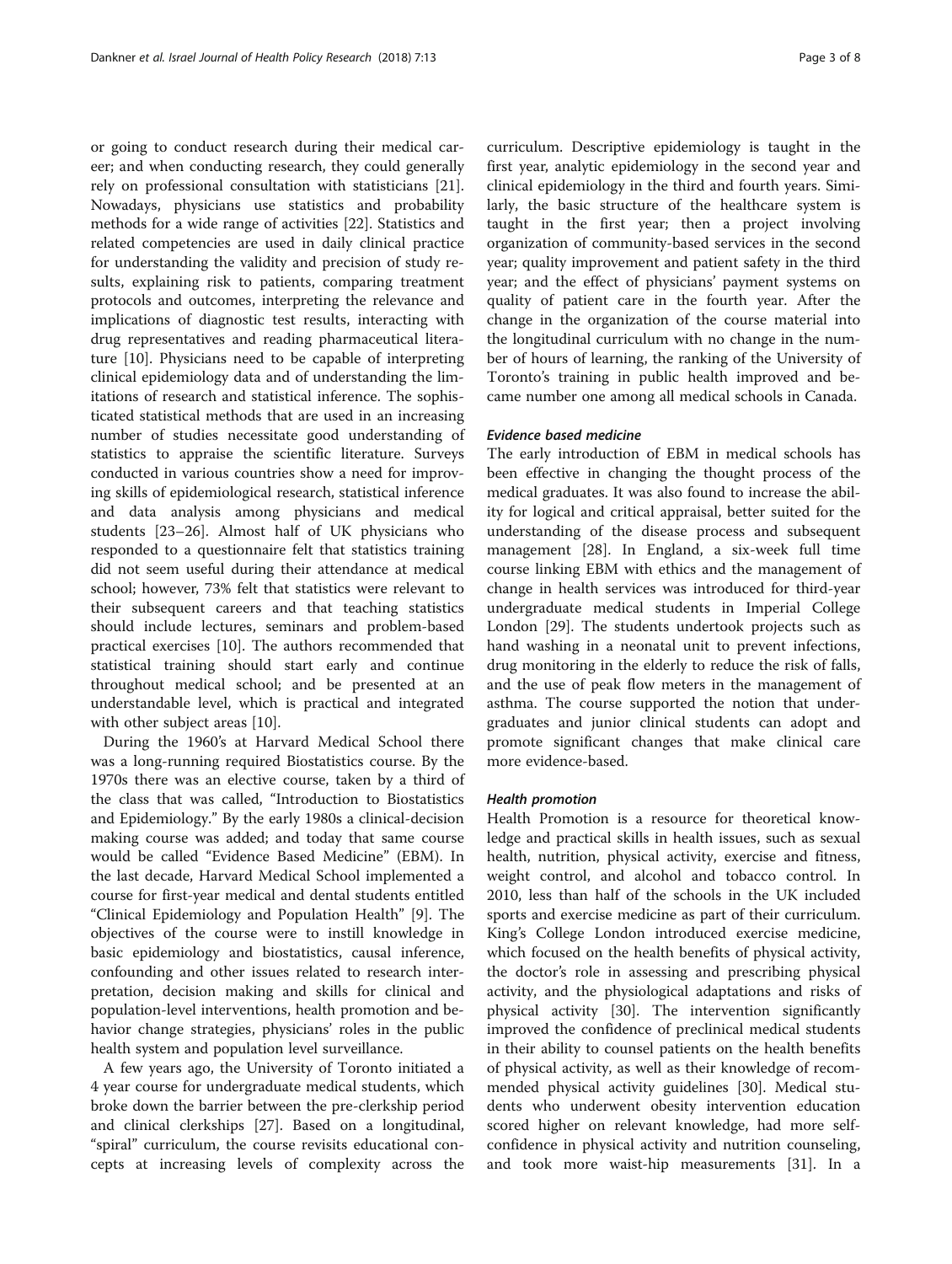or going to conduct research during their medical career; and when conducting research, they could generally rely on professional consultation with statisticians [21]. Nowadays, physicians use statistics and probability methods for a wide range of activities [22]. Statistics and related competencies are used in daily clinical practice for understanding the validity and precision of study results, explaining risk to patients, comparing treatment protocols and outcomes, interpreting the relevance and implications of diagnostic test results, interacting with drug representatives and reading pharmaceutical literature [10]. Physicians need to be capable of interpreting clinical epidemiology data and of understanding the limitations of research and statistical inference. The sophisticated statistical methods that are used in an increasing number of studies necessitate good understanding of statistics to appraise the scientific literature. Surveys conducted in various countries show a need for improving skills of epidemiological research, statistical inference and data analysis among physicians and medical students [23–26]. Almost half of UK physicians who responded to a questionnaire felt that statistics training did not seem useful during their attendance at medical school; however, 73% felt that statistics were relevant to their subsequent careers and that teaching statistics should include lectures, seminars and problem-based practical exercises [10]. The authors recommended that statistical training should start early and continue throughout medical school; and be presented at an understandable level, which is practical and integrated with other subject areas [10].

During the 1960's at Harvard Medical School there was a long-running required Biostatistics course. By the 1970s there was an elective course, taken by a third of the class that was called, "Introduction to Biostatistics and Epidemiology." By the early 1980s a clinical-decision making course was added; and today that same course would be called "Evidence Based Medicine" (EBM). In the last decade, Harvard Medical School implemented a course for first-year medical and dental students entitled "Clinical Epidemiology and Population Health" [9]. The objectives of the course were to instill knowledge in basic epidemiology and biostatistics, causal inference, confounding and other issues related to research interpretation, decision making and skills for clinical and population-level interventions, health promotion and behavior change strategies, physicians' roles in the public health system and population level surveillance.

A few years ago, the University of Toronto initiated a 4 year course for undergraduate medical students, which broke down the barrier between the pre-clerkship period and clinical clerkships [27]. Based on a longitudinal, "spiral" curriculum, the course revisits educational concepts at increasing levels of complexity across the curriculum. Descriptive epidemiology is taught in the first year, analytic epidemiology in the second year and clinical epidemiology in the third and fourth years. Similarly, the basic structure of the healthcare system is taught in the first year; then a project involving organization of community-based services in the second year; quality improvement and patient safety in the third year; and the effect of physicians' payment systems on quality of patient care in the fourth year. After the change in the organization of the course material into the longitudinal curriculum with no change in the number of hours of learning, the ranking of the University of Toronto's training in public health improved and became number one among all medical schools in Canada.

#### *Evidence based medicine*

The early introduction of EBM in medical schools has been effective in changing the thought process of the medical graduates. It was also found to increase the ability for logical and critical appraisal, better suited for the understanding of the disease process and subsequent management [28]. In England, a six-week full time course linking EBM with ethics and the management of change in health services was introduced for third-year undergraduate medical students in Imperial College London [29]. The students undertook projects such as hand washing in a neonatal unit to prevent infections, drug monitoring in the elderly to reduce the risk of falls, and the use of peak flow meters in the management of asthma. The course supported the notion that undergraduates and junior clinical students can adopt and promote significant changes that make clinical care more evidence-based.

#### *Health promotion*

Health Promotion is a resource for theoretical knowledge and practical skills in health issues, such as sexual health, nutrition, physical activity, exercise and fitness, weight control, and alcohol and tobacco control. In 2010, less than half of the schools in the UK included sports and exercise medicine as part of their curriculum. King's College London introduced exercise medicine, which focused on the health benefits of physical activity, the doctor's role in assessing and prescribing physical activity, and the physiological adaptations and risks of physical activity [30]. The intervention significantly improved the confidence of preclinical medical students in their ability to counsel patients on the health benefits of physical activity, as well as their knowledge of recommended physical activity guidelines [30]. Medical students who underwent obesity intervention education scored higher on relevant knowledge, had more self-confidence in physical activity and nutrition counseling, and took more waist-hip measurements [31]. In a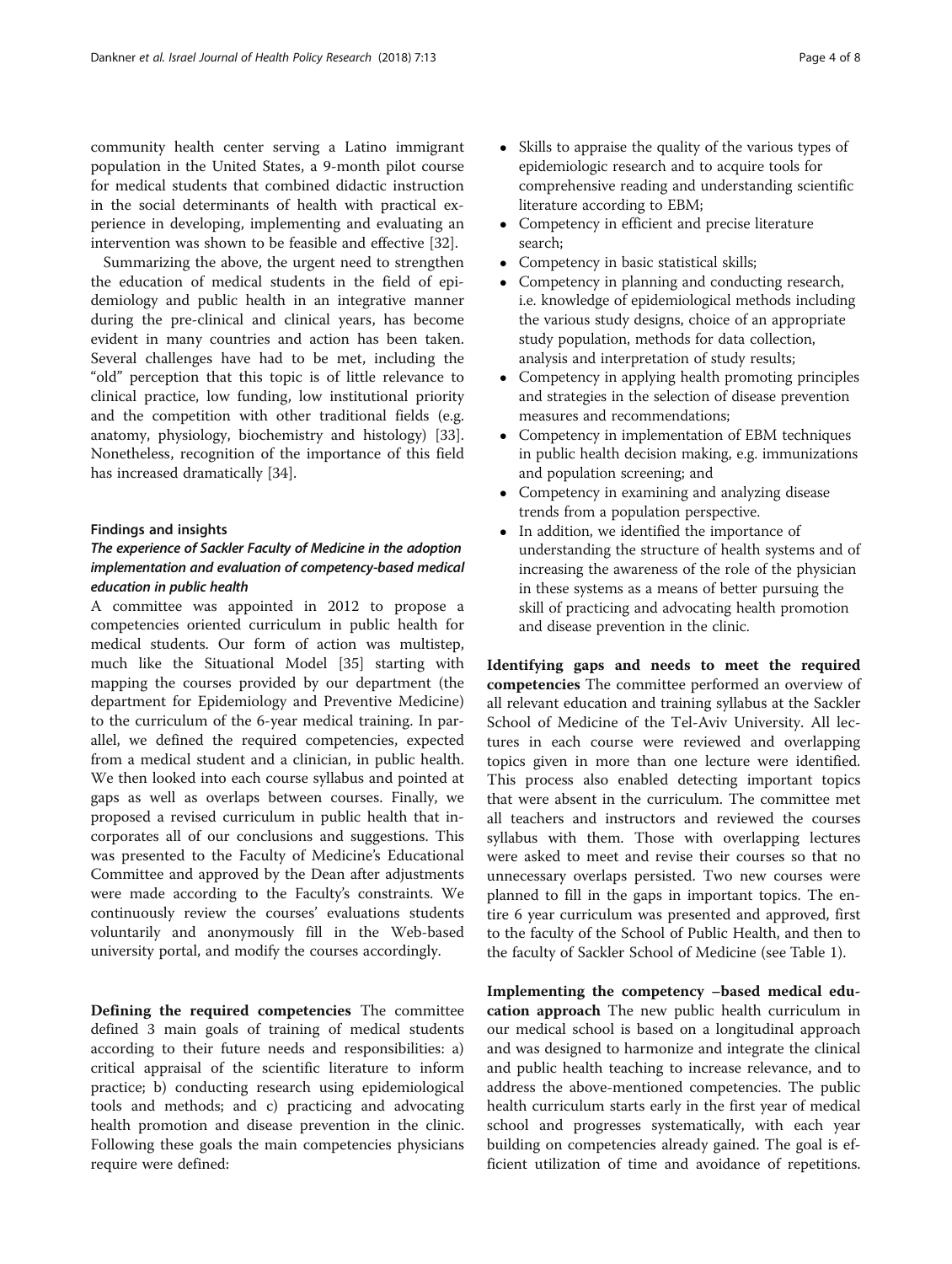community health center serving a Latino immigrant population in the United States, a 9-month pilot course for medical students that combined didactic instruction in the social determinants of health with practical experience in developing, implementing and evaluating an intervention was shown to be feasible and effective [32].

Summarizing the above, the urgent need to strengthen the education of medical students in the field of epidemiology and public health in an integrative manner during the pre-clinical and clinical years, has become evident in many countries and action has been taken. Several challenges have had to be met, including the "old" perception that this topic is of little relevance to clinical practice, low funding, low institutional priority and the competition with other traditional fields (e.g. anatomy, physiology, biochemistry and histology) [33]. Nonetheless, recognition of the importance of this field has increased dramatically [34].

## Findings and insights

### The experience of Sackler Faculty of Medicine in the adoption implementation and evaluation of competency-based medical education in public health

A committee was appointed in 2012 to propose a competencies oriented curriculum in public health for medical students. Our form of action was multistep, much like the Situational Model [35] starting with mapping the courses provided by our department (the department for Epidemiology and Preventive Medicine) to the curriculum of the 6-year medical training. In parallel, we defined the required competencies, expected from a medical student and a clinician, in public health. We then looked into each course syllabus and pointed at gaps as well as overlaps between courses. Finally, we proposed a revised curriculum in public health that incorporates all of our conclusions and suggestions. This was presented to the Faculty of Medicine's Educational Committee and approved by the Dean after adjustments were made according to the Faculty's constraints. We continuously review the courses' evaluations students voluntarily and anonymously fill in the Web-based university portal, and modify the courses accordingly.

**Defining the required competencies** The committee defined 3 main goals of training of medical students according to their future needs and responsibilities: a) critical appraisal of the scientific literature to inform practice; b) conducting research using epidemiological tools and methods; and c) practicing and advocating health promotion and disease prevention in the clinic. Following these goals the main competencies physicians require were defined:

- Skills to appraise the quality of the various types of epidemiologic research and to acquire tools for comprehensive reading and understanding scientific literature according to EBM;
- Competency in efficient and precise literature search;
- Competency in basic statistical skills;
- Competency in planning and conducting research, i.e. knowledge of epidemiological methods including the various study designs, choice of an appropriate study population, methods for data collection, analysis and interpretation of study results;
- Competency in applying health promoting principles and strategies in the selection of disease prevention measures and recommendations;
- Competency in implementation of EBM techniques in public health decision making, e.g. immunizations and population screening; and
- Competency in examining and analyzing disease trends from a population perspective.
- In addition, we identified the importance of understanding the structure of health systems and of increasing the awareness of the role of the physician in these systems as a means of better pursuing the skill of practicing and advocating health promotion and disease prevention in the clinic.

**Identifying gaps and needs to meet the required competencies** The committee performed an overview of all relevant education and training syllabus at the Sackler School of Medicine of the Tel-Aviv University. All lectures in each course were reviewed and overlapping topics given in more than one lecture were identified. This process also enabled detecting important topics that were absent in the curriculum. The committee met all teachers and instructors and reviewed the courses syllabus with them. Those with overlapping lectures were asked to meet and revise their courses so that no unnecessary overlaps persisted. Two new courses were planned to fill in the gaps in important topics. The entire 6 year curriculum was presented and approved, first to the faculty of the School of Public Health, and then to the faculty of Sackler School of Medicine (see Table 1).

**Implementing the competency –based medical education approach** The new public health curriculum in our medical school is based on a longitudinal approach and was designed to harmonize and integrate the clinical and public health teaching to increase relevance, and to address the above-mentioned competencies. The public health curriculum starts early in the first year of medical school and progresses systematically, with each year building on competencies already gained. The goal is efficient utilization of time and avoidance of repetitions.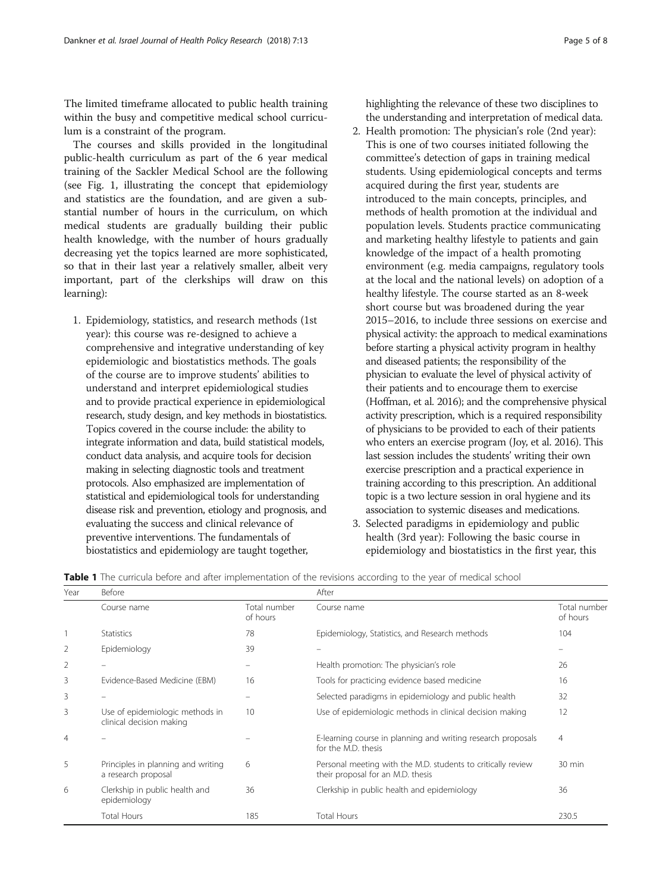The limited timeframe allocated to public health training within the busy and competitive medical school curriculum is a constraint of the program.

The courses and skills provided in the longitudinal public-health curriculum as part of the 6 year medical training of the Sackler Medical School are the following (see Fig. 1, illustrating the concept that epidemiology and statistics are the foundation, and are given a substantial number of hours in the curriculum, on which medical students are gradually building their public health knowledge, with the number of hours gradually decreasing yet the topics learned are more sophisticated, so that in their last year a relatively smaller, albeit very important, part of the clerkships will draw on this learning):

1. Epidemiology, statistics, and research methods (1st year): this course was re-designed to achieve a comprehensive and integrative understanding of key epidemiologic and biostatistics methods. The goals of the course are to improve students' abilities to understand and interpret epidemiological studies and to provide practical experience in epidemiological research, study design, and key methods in biostatistics. Topics covered in the course include: the ability to integrate information and data, build statistical models, conduct data analysis, and acquire tools for decision making in selecting diagnostic tools and treatment protocols. Also emphasized are implementation of statistical and epidemiological tools for understanding disease risk and prevention, etiology and prognosis, and evaluating the success and clinical relevance of preventive interventions. The fundamentals of biostatistics and epidemiology are taught together, highlighting the relevance of these two disciplines to the understanding and interpretation of medical data.
2. Health promotion: The physician's role (2nd year): This is one of two courses initiated following the committee's detection of gaps in training medical students. Using epidemiological concepts and terms acquired during the first year, students are introduced to the main concepts, principles, and methods of health promotion at the individual and population levels. Students practice communicating and marketing healthy lifestyle to patients and gain knowledge of the impact of a health promoting environment (e.g. media campaigns, regulatory tools at the local and the national levels) on adoption of a healthy lifestyle. The course started as an 8-week short course but was broadened during the year 2015–2016, to include three sessions on exercise and physical activity: the approach to medical examinations before starting a physical activity program in healthy and diseased patients; the responsibility of the physician to evaluate the level of physical activity of their patients and to encourage them to exercise (Hoffman, et al. 2016); and the comprehensive physical activity prescription, which is a required responsibility of physicians to be provided to each of their patients who enters an exercise program (Joy, et al. 2016). This last session includes the students' writing their own exercise prescription and a practical experience in training according to this prescription. An additional topic is a two lecture session in oral hygiene and its association to systemic diseases and medications.
3. Selected paradigms in epidemiology and public health (3rd year): Following the basic course in epidemiology and biostatistics in the first year, this

**Table 1** The curricula before and after implementation of the revisions according to the year of medical school

| Year | Before | | After | |
|---|---|---|---|---|
| | Course name | Total number of hours | Course name | Total number of hours |
| 1 | Statistics | 78 | Epidemiology, Statistics, and Research methods | 104 |
| 2 | Epidemiology | 39 | – | – |
| 2 | – | – | Health promotion: The physician's role | 26 |
| 3 | Evidence-Based Medicine (EBM) | 16 | Tools for practicing evidence based medicine | 16 |
| 3 | – | – | Selected paradigms in epidemiology and public health | 32 |
| 3 | Use of epidemiologic methods in clinical decision making | 10 | Use of epidemiologic methods in clinical decision making | 12 |
| 4 | – | – | E-learning course in planning and writing research proposals for the M.D. thesis | 4 |
| 5 | Principles in planning and writing a research proposal | 6 | Personal meeting with the M.D. students to critically review their proposal for an M.D. thesis | 30 min |
| 6 | Clerkship in public health and epidemiology | 36 | Clerkship in public health and epidemiology | 36 |
| | Total Hours | 185 | Total Hours | 230.5 |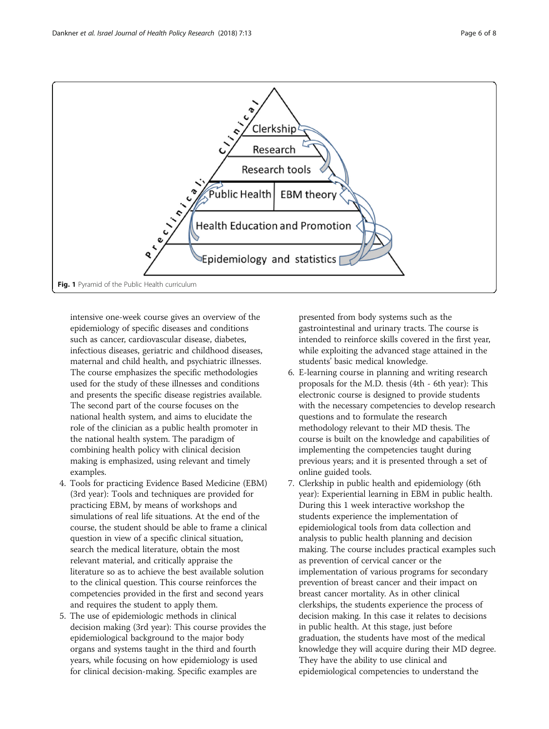Fig. 1 Pyramid of the Public Health curriculum

intensive one-week course gives an overview of the epidemiology of specific diseases and conditions such as cancer, cardiovascular disease, diabetes, infectious diseases, geriatric and childhood diseases, maternal and child health, and psychiatric illnesses. The course emphasizes the specific methodologies used for the study of these illnesses and conditions and presents the specific disease registries available. The second part of the course focuses on the national health system, and aims to elucidate the role of the clinician as a public health promoter in the national health system. The paradigm of combining health policy with clinical decision making is emphasized, using relevant and timely examples.

4. Tools for practicing Evidence Based Medicine (EBM) (3rd year): Tools and techniques are provided for practicing EBM, by means of workshops and simulations of real life situations. At the end of the course, the student should be able to frame a clinical question in view of a specific clinical situation, search the medical literature, obtain the most relevant material, and critically appraise the literature so as to achieve the best available solution to the clinical question. This course reinforces the competencies provided in the first and second years and requires the student to apply them.
5. The use of epidemiologic methods in clinical decision making (3rd year): This course provides the epidemiological background to the major body organs and systems taught in the third and fourth years, while focusing on how epidemiology is used for clinical decision-making. Specific examples are presented from body systems such as the gastrointestinal and urinary tracts. The course is intended to reinforce skills covered in the first year, while exploiting the advanced stage attained in the students' basic medical knowledge.
6. E-learning course in planning and writing research proposals for the M.D. thesis (4th - 6th year): This electronic course is designed to provide students with the necessary competencies to develop research questions and to formulate the research methodology relevant to their MD thesis. The course is built on the knowledge and capabilities of implementing the competencies taught during previous years; and it is presented through a set of online guided tools.
7. Clerkship in public health and epidemiology (6th year): Experiential learning in EBM in public health. During this 1 week interactive workshop the students experience the implementation of epidemiological tools from data collection and analysis to public health planning and decision making. The course includes practical examples such as prevention of cervical cancer or the implementation of various programs for secondary prevention of breast cancer and their impact on breast cancer mortality. As in other clinical clerkships, the students experience the process of decision making. In this case it relates to decisions in public health. At this stage, just before graduation, the students have most of the medical knowledge they will acquire during their MD degree. They have the ability to use clinical and epidemiological competencies to understand the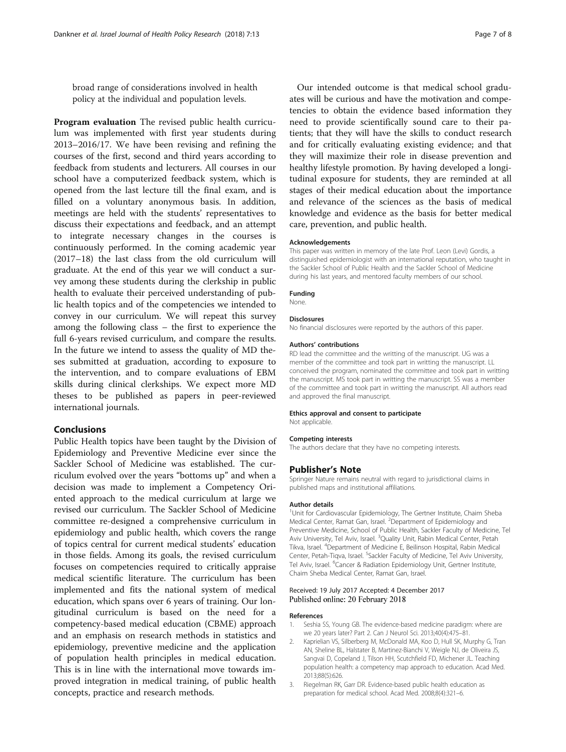broad range of considerations involved in health policy at the individual and population levels.

**Program evaluation** The revised public health curriculum was implemented with first year students during 2013–2016/17. We have been revising and refining the courses of the first, second and third years according to feedback from students and lecturers. All courses in our school have a computerized feedback system, which is opened from the last lecture till the final exam, and is filled on a voluntary anonymous basis. In addition, meetings are held with the students' representatives to discuss their expectations and feedback, and an attempt to integrate necessary changes in the courses is continuously performed. In the coming academic year (2017–18) the last class from the old curriculum will graduate. At the end of this year we will conduct a survey among these students during the clerkship in public health to evaluate their perceived understanding of public health topics and of the competencies we intended to convey in our curriculum. We will repeat this survey among the following class – the first to experience the full 6-years revised curriculum, and compare the results. In the future we intend to assess the quality of MD theses submitted at graduation, according to exposure to the intervention, and to compare evaluations of EBM skills during clinical clerkships. We expect more MD theses to be published as papers in peer-reviewed international journals.

## Conclusions

Public Health topics have been taught by the Division of Epidemiology and Preventive Medicine ever since the Sackler School of Medicine was established. The curriculum evolved over the years "bottoms up" and when a decision was made to implement a Competency Oriented approach to the medical curriculum at large we revised our curriculum. The Sackler School of Medicine committee re-designed a comprehensive curriculum in epidemiology and public health, which covers the range of topics central for current medical students' education in those fields. Among its goals, the revised curriculum focuses on competencies required to critically appraise medical scientific literature. The curriculum has been implemented and fits the national system of medical education, which spans over 6 years of training. Our longitudinal curriculum is based on the need for a competency-based medical education (CBME) approach and an emphasis on research methods in statistics and epidemiology, preventive medicine and the application of population health principles in medical education. This is in line with the international move towards improved integration in medical training, of public health concepts, practice and research methods.

Our intended outcome is that medical school graduates will be curious and have the motivation and competencies to obtain the evidence based information they need to provide scientifically sound care to their patients; that they will have the skills to conduct research and for critically evaluating existing evidence; and that they will maximize their role in disease prevention and healthy lifestyle promotion. By having developed a longitudinal exposure for students, they are reminded at all stages of their medical education about the importance and relevance of the sciences as the basis of medical knowledge and evidence as the basis for better medical care, prevention, and public health.

#### Acknowledgements

This paper was written in memory of the late Prof. Leon (Levi) Gordis, a distinguished epidemiologist with an international reputation, who taught in the Sackler School of Public Health and the Sackler School of Medicine during his last years, and mentored faculty members of our school.

#### Funding

None.

#### Disclosures

No financial disclosures were reported by the authors of this paper.

#### Authors' contributions

RD lead the committee and the writting of the manuscript. UG was a member of the committee and took part in writting the manuscript. LL conceived the program, nominated the committee and took part in writting the manuscript. MS took part in writting the manuscript. SS was a member of the committee and took part in writting the manuscript. All authors read and approved the final manuscript.

#### Ethics approval and consent to participate

Not applicable.

#### Competing interests

The authors declare that they have no competing interests.

## Publisher's Note

Springer Nature remains neutral with regard to jurisdictional claims in published maps and institutional affiliations.

#### Author details

[1]Unit for Cardiovascular Epidemiology, The Gertner Institute, Chaim Sheba Medical Center, Ramat Gan, Israel. [2]Department of Epidemiology and Preventive Medicine, School of Public Health, Sackler Faculty of Medicine, Tel Aviv University, Tel Aviv, Israel. [3]Quality Unit, Rabin Medical Center, Petah Tikva, Israel. [4]Department of Medicine E, Beilinson Hospital, Rabin Medical Center, Petah-Tiqva, Israel. [5]Sackler Faculty of Medicine, Tel Aviv University, Tel Aviv, Israel. [6]Cancer & Radiation Epidemiology Unit, Gertner Institute, Chaim Sheba Medical Center, Ramat Gan, Israel.

Received: 19 July 2017 Accepted: 4 December 2017
Published online: 20 February 2018

#### References

1. Seshia SS, Young GB. The evidence-based medicine paradigm: where are we 20 years later? Part 2. Can J Neurol Sci. 2013;40(4):475–81.
2. Kaprielian VS, Silberberg M, McDonald MA, Koo D, Hull SK, Murphy G, Tran AN, Sheline BL, Halstater B, Martinez-Bianchi V, Weigle NJ, de Oliveira JS, Sangvai D, Copeland J, Tilson HH, Scutchfield FD, Michener JL. Teaching population health: a competency map approach to education. Acad Med. 2013;88(5):626.
3. Riegelman RK, Garr DR. Evidence-based public health education as preparation for medical school. Acad Med. 2008;8(4):321–6.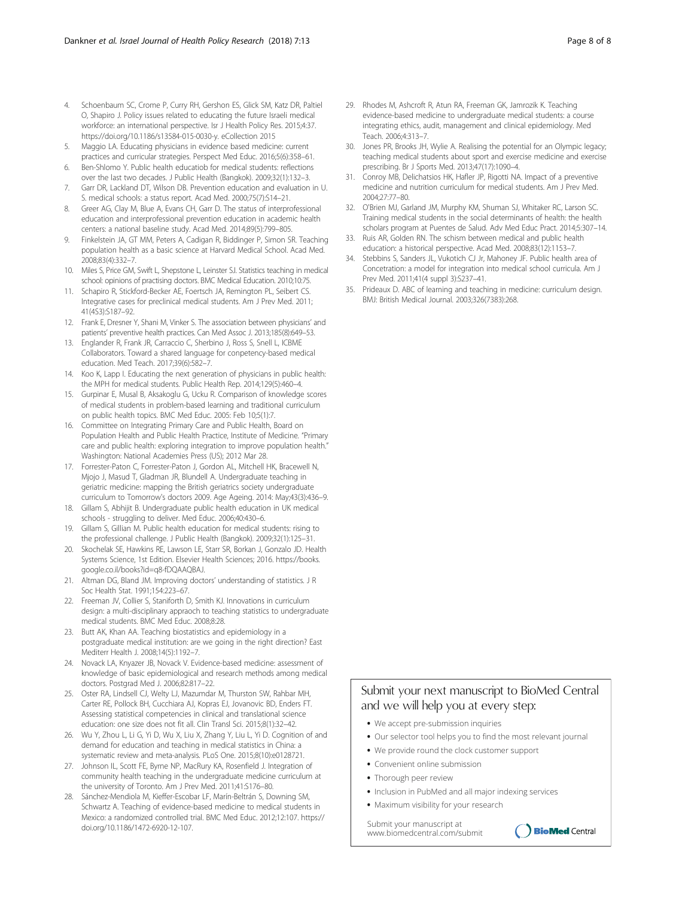4. Schoenbaum SC, Crome P, Curry RH, Gershon ES, Glick SM, Katz DR, Paltiel O, Shapiro J. Policy issues related to educating the future Israeli medical workforce: an international perspective. Isr J Health Policy Res. 2015;4:37. https://doi.org/10.1186/s13584-015-0030-y. eCollection 2015
5. Maggio LA. Educating physicians in evidence based medicine: current practices and curricular strategies. Perspect Med Educ. 2016;5(6):358–61.
6. Ben-Shlomo Y. Public health educatiob for medical students: reflections over the last two decades. J Public Health (Bangkok). 2009;32(1):132–3.
7. Garr DR, Lackland DT, Wilson DB. Prevention education and evaluation in U. S. medical schools: a status report. Acad Med. 2000;75(7):S14–21.
8. Greer AG, Clay M, Blue A, Evans CH, Garr D. The status of interprofessional education and interprofessional prevention education in academic health centers: a national baseline study. Acad Med. 2014;89(5):799–805.
9. Finkelstein JA, GT MM, Peters A, Cadigan R, Biddinger P, Simon SR. Teaching population health as a basic science at Harvard Medical School. Acad Med. 2008;83(4):332–7.
10. Miles S, Price GM, Swift L, Shepstone L, Leinster SJ. Statistics teaching in medical school: opinions of practising doctors. BMC Medical Education. 2010;10:75.
11. Schapiro R, Stickford-Becker AE, Foertsch JA, Remington PL, Seibert CS. Integrative cases for preclinical medical students. Am J Prev Med. 2011; 41(4S3):S187–92.
12. Frank E, Dresner Y, Shani M, Vinker S. The association between physicians' and patients' preventive health practices. Can Med Assoc J. 2013;185(8):649–53.
13. Englander R, Frank JR, Carraccio C, Sherbino J, Ross S, Snell L, ICBME Collaborators. Toward a shared language for conpetency-based medical education. Med Teach. 2017;39(6):582–7.
14. Koo K, Lapp I. Educating the next generation of physicians in public health: the MPH for medical students. Public Health Rep. 2014;129(5):460–4.
15. Gurpinar E, Musal B, Aksakoglu G, Ucku R. Comparison of knowledge scores of medical students in problem-based learning and traditional curriculum on public health topics. BMC Med Educ. 2005: Feb 10;5(1):7.
16. Committee on Integrating Primary Care and Public Health, Board on Population Health and Public Health Practice, Institute of Medicine. "Primary care and public health: exploring integration to improve population health." Washington: National Academies Press (US); 2012 Mar 28.
17. Forrester-Paton C, Forrester-Paton J, Gordon AL, Mitchell HK, Bracewell N, Mjojo J, Masud T, Gladman JR, Blundell A. Undergraduate teaching in geriatric medicine: mapping the British geriatrics society undergraduate curriculum to Tomorrow's doctors 2009. Age Ageing. 2014: May;43(3):436–9.
18. Gillam S, Abhijit B. Undergraduate public health education in UK medical schools - struggling to deliver. Med Educ. 2006;40:430–6.
19. Gillam S, Gillian M. Public health education for medical students: rising to the professional challenge. J Public Health (Bangkok). 2009;32(1):125–31.
20. Skochelak SE, Hawkins RE, Lawson LE, Starr SR, Borkan J, Gonzalo JD. Health Systems Science, 1st Edition. Elsevier Health Sciences; 2016. https://books.google.co.il/books?id=q8-fDQAAQBAJ.
21. Altman DG, Bland JM. Improving doctors' understanding of statistics. J R Soc Health Stat. 1991;154:223–67.
22. Freeman JV, Collier S, Staniforth D, Smith KJ. Innovations in curriculum design: a multi-disciplinary appraoch to teaching statistics to undergraduate medical students. BMC Med Educ. 2008;8:28.
23. Butt AK, Khan AA. Teaching biostatistics and epidemiology in a postgraduate medical institution: are we going in the right direction? East Mediterr Health J. 2008;14(5):1192–7.
24. Novack LA, Knyazer JB, Novack V. Evidence-based medicine: assessment of knowledge of basic epidemiological and research methods among medical doctors. Postgrad Med J. 2006;82:817–22.
25. Oster RA, Lindsell CJ, Welty LJ, Mazumdar M, Thurston SW, Rahbar MH, Carter RE, Pollock BH, Cucchiara AJ, Kopras EJ, Jovanovic BD, Enders FT. Assessing statistical competencies in clinical and translational science education: one size does not fit all. Clin Transl Sci. 2015;8(1):32–42.
26. Wu Y, Zhou L, Li G, Yi D, Wu X, Liu X, Zhang Y, Liu L, Yi D. Cognition of and demand for education and teaching in medical statistics in China: a systematic review and meta-analysis. PLoS One. 2015;8(10):e0128721.
27. Johnson IL, Scott FE, Byrne NP, MacRury KA, Rosenfield J. Integration of community health teaching in the undergraduate medicine curriculum at the university of Toronto. Am J Prev Med. 2011;41:S176–80.
28. Sánchez-Mendiola M, Kieffer-Escobar LF, Marín-Beltrán S, Downing SM, Schwartz A. Teaching of evidence-based medicine to medical students in Mexico: a randomized controlled trial. BMC Med Educ. 2012;12:107. https://doi.org/10.1186/1472-6920-12-107.
29. Rhodes M, Ashcroft R, Atun RA, Freeman GK, Jamrozik K. Teaching evidence-based medicine to undergraduate medical students: a course integrating ethics, audit, management and clinical epidemiology. Med Teach. 2006;4:313–7.
30. Jones PR, Brooks JH, Wylie A. Realising the potential for an Olympic legacy; teaching medical students about sport and exercise medicine and exercise prescribing. Br J Sports Med. 2013;47(17):1090–4.
31. Conroy MB, Delichatsios HK, Hafler JP, Rigotti NA. Impact of a preventive medicine and nutrition curriculum for medical students. Am J Prev Med. 2004;27:77–80.
32. O'Brien MJ, Garland JM, Murphy KM, Shuman SJ, Whitaker RC, Larson SC. Training medical students in the social determinants of health: the health scholars program at Puentes de Salud. Adv Med Educ Pract. 2014;5:307–14.
33. Ruis AR, Golden RN. The schism between medical and public health education: a historical perspective. Acad Med. 2008;83(12):1153–7.
34. Stebbins S, Sanders JL, Vukotich CJ Jr, Mahoney JF. Public health area of Concetration: a model for integration into medical school curricula. Am J Prev Med. 2011;41(4 suppl 3):S237–41.
35. Prideaux D. ABC of learning and teaching in medicine: curriculum design. BMJ: British Medical Journal. 2003;326(7383):268.

Submit your next manuscript to BioMed Central and we will help you at every step:

- We accept pre-submission inquiries
- Our selector tool helps you to find the most relevant journal
- We provide round the clock customer support
- Convenient online submission
- Thorough peer review
- Inclusion in PubMed and all major indexing services
- Maximum visibility for your research

Submit your manuscript at www.biomedcentral.com/submit

BioMed Central